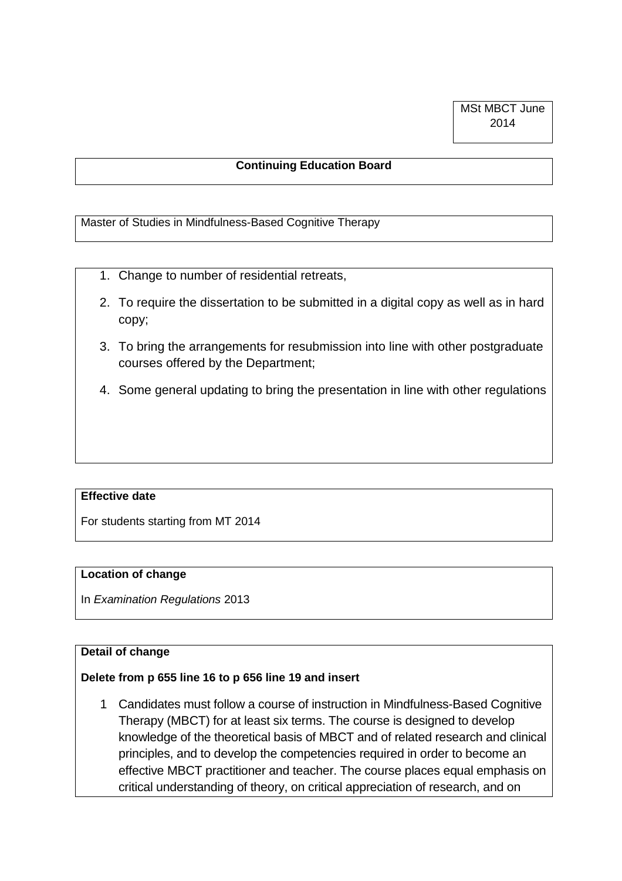MSt MBCT June 2014

**Continuing Education Board**

Master of Studies in Mindfulness-Based Cognitive Therapy

1. Change to number of residential retreats,
2. To require the dissertation to be submitted in a digital copy as well as in hard copy;
3. To bring the arrangements for resubmission into line with other postgraduate courses offered by the Department;
4. Some general updating to bring the presentation in line with other regulations

**Effective date**

For students starting from MT 2014

**Location of change**

In *Examination Regulations* 2013

**Detail of change**

**Delete from p 655 line 16 to p 656 line 19 and insert**

1 Candidates must follow a course of instruction in Mindfulness-Based Cognitive Therapy (MBCT) for at least six terms. The course is designed to develop knowledge of the theoretical basis of MBCT and of related research and clinical principles, and to develop the competencies required in order to become an effective MBCT practitioner and teacher. The course places equal emphasis on critical understanding of theory, on critical appreciation of research, and on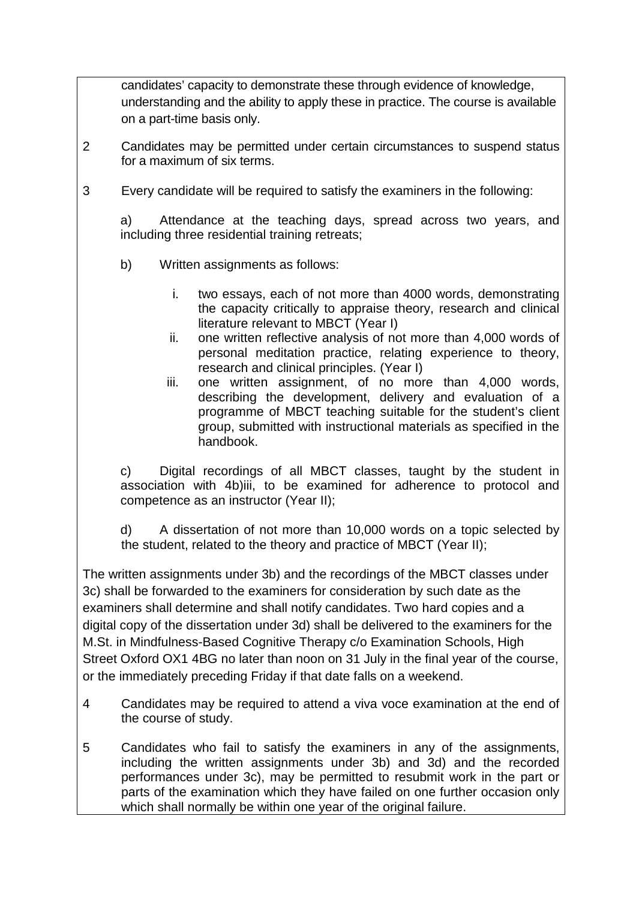candidates' capacity to demonstrate these through evidence of knowledge, understanding and the ability to apply these in practice. The course is available on a part-time basis only.

2 Candidates may be permitted under certain circumstances to suspend status for a maximum of six terms.

3 Every candidate will be required to satisfy the examiners in the following:

a) Attendance at the teaching days, spread across two years, and including three residential training retreats;

b) Written assignments as follows:

i. two essays, each of not more than 4000 words, demonstrating the capacity critically to appraise theory, research and clinical literature relevant to MBCT (Year I)

ii. one written reflective analysis of not more than 4,000 words of personal meditation practice, relating experience to theory, research and clinical principles. (Year I)

iii. one written assignment, of no more than 4,000 words, describing the development, delivery and evaluation of a programme of MBCT teaching suitable for the student's client group, submitted with instructional materials as specified in the handbook.

c) Digital recordings of all MBCT classes, taught by the student in association with 4b)iii, to be examined for adherence to protocol and competence as an instructor (Year II);

d) A dissertation of not more than 10,000 words on a topic selected by the student, related to the theory and practice of MBCT (Year II);

The written assignments under 3b) and the recordings of the MBCT classes under 3c) shall be forwarded to the examiners for consideration by such date as the examiners shall determine and shall notify candidates. Two hard copies and a digital copy of the dissertation under 3d) shall be delivered to the examiners for the M.St. in Mindfulness-Based Cognitive Therapy c/o Examination Schools, High Street Oxford OX1 4BG no later than noon on 31 July in the final year of the course, or the immediately preceding Friday if that date falls on a weekend.

4 Candidates may be required to attend a viva voce examination at the end of the course of study.

5 Candidates who fail to satisfy the examiners in any of the assignments, including the written assignments under 3b) and 3d) and the recorded performances under 3c), may be permitted to resubmit work in the part or parts of the examination which they have failed on one further occasion only which shall normally be within one year of the original failure.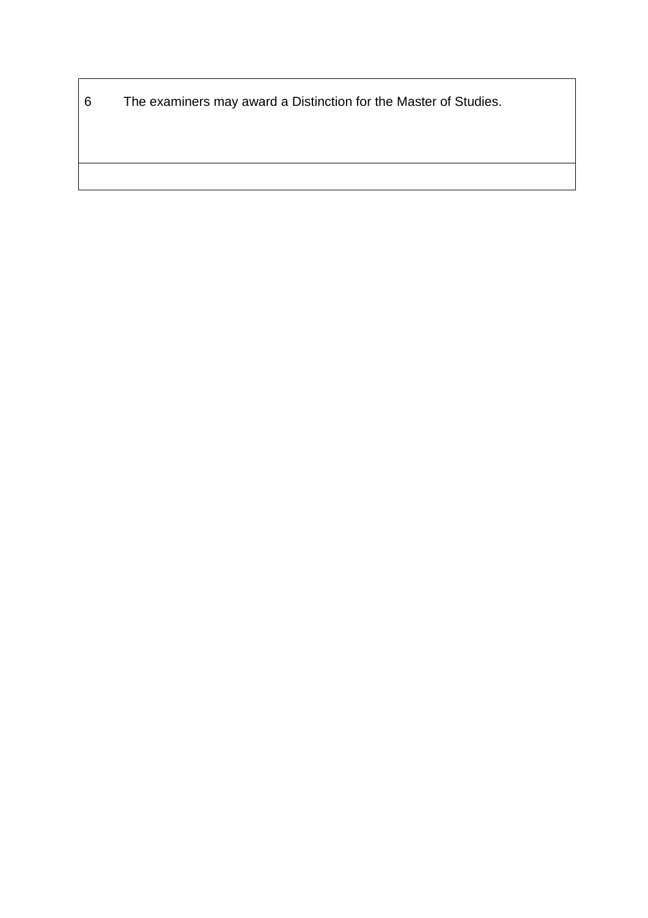| | |
|---|---|
| 6 | The examiners may award a Distinction for the Master of Studies. |
| | |